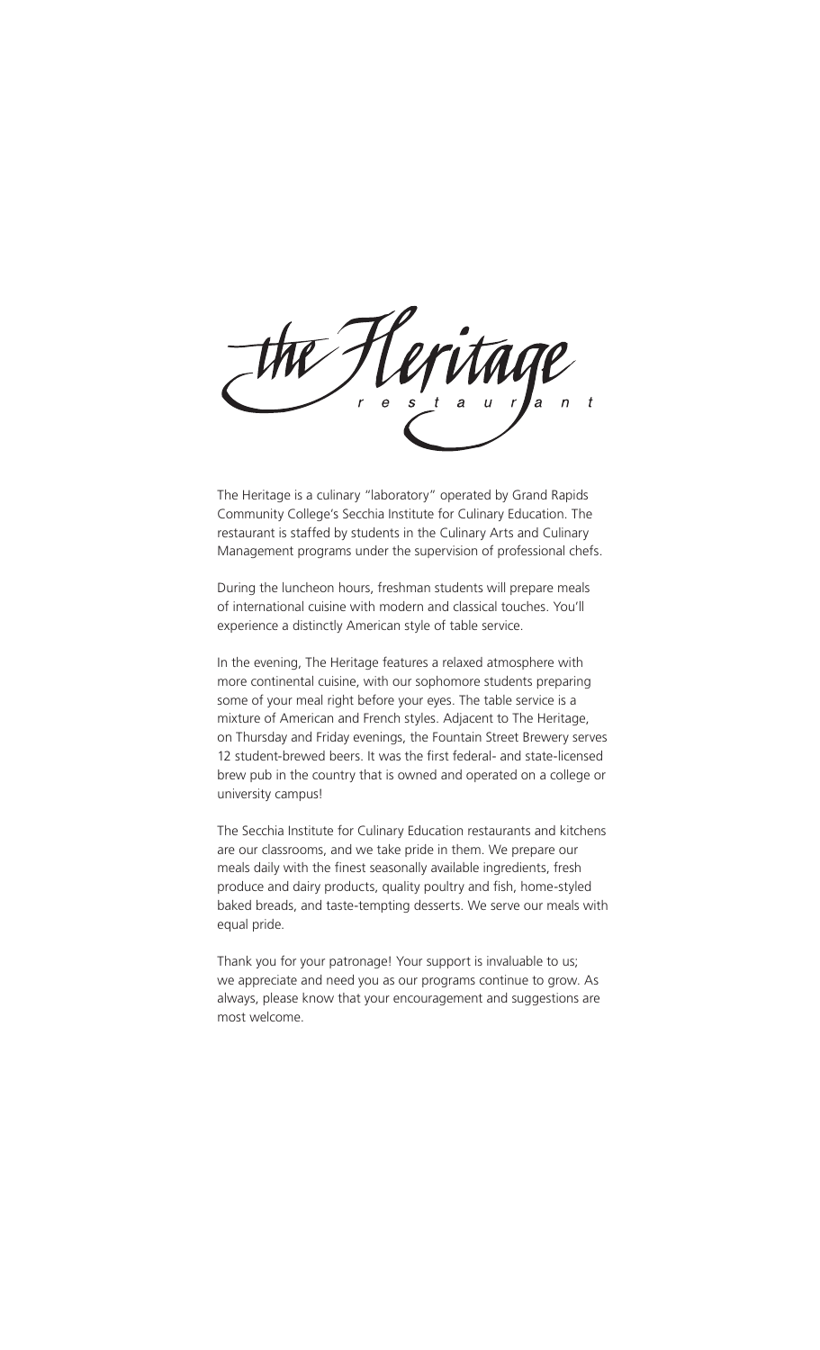# the Heritage restaurant

The Heritage is a culinary "laboratory" operated by Grand Rapids Community College's Secchia Institute for Culinary Education. The restaurant is staffed by students in the Culinary Arts and Culinary Management programs under the supervision of professional chefs.

During the luncheon hours, freshman students will prepare meals of international cuisine with modern and classical touches. You'll experience a distinctly American style of table service.

In the evening, The Heritage features a relaxed atmosphere with more continental cuisine, with our sophomore students preparing some of your meal right before your eyes. The table service is a mixture of American and French styles. Adjacent to The Heritage, on Thursday and Friday evenings, the Fountain Street Brewery serves 12 student-brewed beers. It was the first federal- and state-licensed brew pub in the country that is owned and operated on a college or university campus!

The Secchia Institute for Culinary Education restaurants and kitchens are our classrooms, and we take pride in them. We prepare our meals daily with the finest seasonally available ingredients, fresh produce and dairy products, quality poultry and fish, home-styled baked breads, and taste-tempting desserts. We serve our meals with equal pride.

Thank you for your patronage! Your support is invaluable to us; we appreciate and need you as our programs continue to grow. As always, please know that your encouragement and suggestions are most welcome.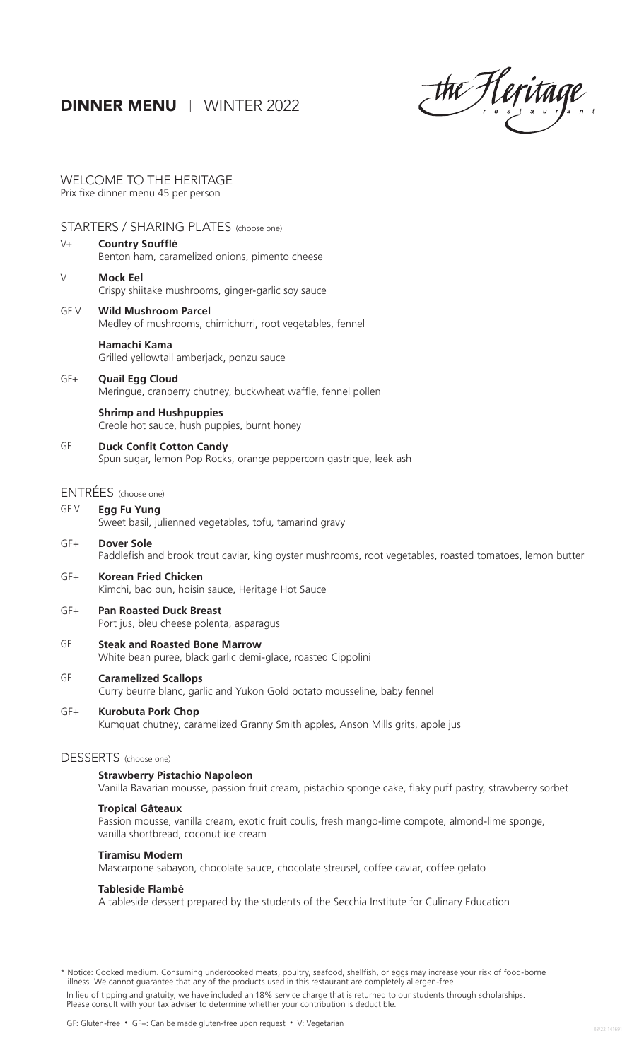# DINNER MENU | WINTER 2022

the Heritage restaurant

## WELCOME TO THE HERITAGE

Prix fixe dinner menu 45 per person

## STARTERS / SHARING PLATES (choose one)

V+ **Country Soufflé**
Benton ham, caramelized onions, pimento cheese

V **Mock Eel**
Crispy shiitake mushrooms, ginger-garlic soy sauce

GF V **Wild Mushroom Parcel**
Medley of mushrooms, chimichurri, root vegetables, fennel

**Hamachi Kama**
Grilled yellowtail amberjack, ponzu sauce

GF+ **Quail Egg Cloud**
Meringue, cranberry chutney, buckwheat waffle, fennel pollen

**Shrimp and Hushpuppies**
Creole hot sauce, hush puppies, burnt honey

GF **Duck Confit Cotton Candy**
Spun sugar, lemon Pop Rocks, orange peppercorn gastrique, leek ash

## ENTRÉES (choose one)

GF V **Egg Fu Yung**
Sweet basil, julienned vegetables, tofu, tamarind gravy

GF+ **Dover Sole**
Paddlefish and brook trout caviar, king oyster mushrooms, root vegetables, roasted tomatoes, lemon butter

GF+ **Korean Fried Chicken**
Kimchi, bao bun, hoisin sauce, Heritage Hot Sauce

GF+ **Pan Roasted Duck Breast**
Port jus, bleu cheese polenta, asparagus

GF **Steak and Roasted Bone Marrow**
White bean puree, black garlic demi-glace, roasted Cippolini

GF **Caramelized Scallops**
Curry beurre blanc, garlic and Yukon Gold potato mousseline, baby fennel

GF+ **Kurobuta Pork Chop**
Kumquat chutney, caramelized Granny Smith apples, Anson Mills grits, apple jus

## DESSERTS (choose one)

**Strawberry Pistachio Napoleon**
Vanilla Bavarian mousse, passion fruit cream, pistachio sponge cake, flaky puff pastry, strawberry sorbet

**Tropical Gâteaux**
Passion mousse, vanilla cream, exotic fruit coulis, fresh mango-lime compote, almond-lime sponge, vanilla shortbread, coconut ice cream

**Tiramisu Modern**
Mascarpone sabayon, chocolate sauce, chocolate streusel, coffee caviar, coffee gelato

**Tableside Flambé**
A tableside dessert prepared by the students of the Secchia Institute for Culinary Education

* Notice: Cooked medium. Consuming undercooked meats, poultry, seafood, shellfish, or eggs may increase your risk of food-borne illness. We cannot guarantee that any of the products used in this restaurant are completely allergen-free.

In lieu of tipping and gratuity, we have included an 18% service charge that is returned to our students through scholarships. Please consult with your tax adviser to determine whether your contribution is deductible.

GF: Gluten-free • GF+: Can be made gluten-free upon request • V: Vegetarian